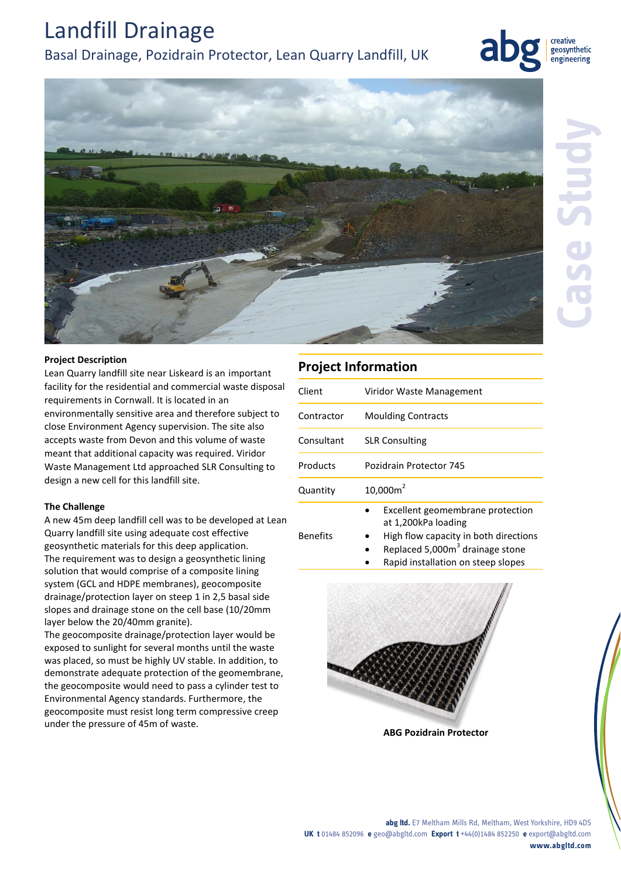# Landfill Drainage

## Basal Drainage, Pozidrain Protector, Lean Quarry Landfill, UK

Case Study

### Project Description

Lean Quarry landfill site near Liskeard is an important facility for the residential and commercial waste disposal requirements in Cornwall. It is located in an environmentally sensitive area and therefore subject to close Environment Agency supervision. The site also accepts waste from Devon and this volume of waste meant that additional capacity was required. Viridor Waste Management Ltd approached SLR Consulting to design a new cell for this landfill site.

### The Challenge

A new 45m deep landfill cell was to be developed at Lean Quarry landfill site using adequate cost effective geosynthetic materials for this deep application.
The requirement was to design a geosynthetic lining solution that would comprise of a composite lining system (GCL and HDPE membranes), geocomposite drainage/protection layer on steep 1 in 2,5 basal side slopes and drainage stone on the cell base (10/20mm layer below the 20/40mm granite).
The geocomposite drainage/protection layer would be exposed to sunlight for several months until the waste was placed, so must be highly UV stable. In addition, to demonstrate adequate protection of the geomembrane, the geocomposite would need to pass a cylinder test to Environmental Agency standards. Furthermore, the geocomposite must resist long term compressive creep under the pressure of 45m of waste.

## Project Information

| | |
|---|---|
| Client | Viridor Waste Management |
| Contractor | Moulding Contracts |
| Consultant | SLR Consulting |
| Products | Pozidrain Protector 745 |
| Quantity | 10,000m$^2$ |
| Benefits | • Excellent geomembrane protection at 1,200kPa loading<br>• High flow capacity in both directions<br>• Replaced 5,000m$^3$ drainage stone<br>• Rapid installation on steep slopes |

**ABG Pozidrain Protector**

**abg ltd.** E7 Meltham Mills Rd, Meltham, West Yorkshire, HD9 4DS
**UK t** 01484 852096 **e** geo@abgltd.com **Export t** +44(0)1484 852250 **e** export@abgltd.com
**www.abgltd.com**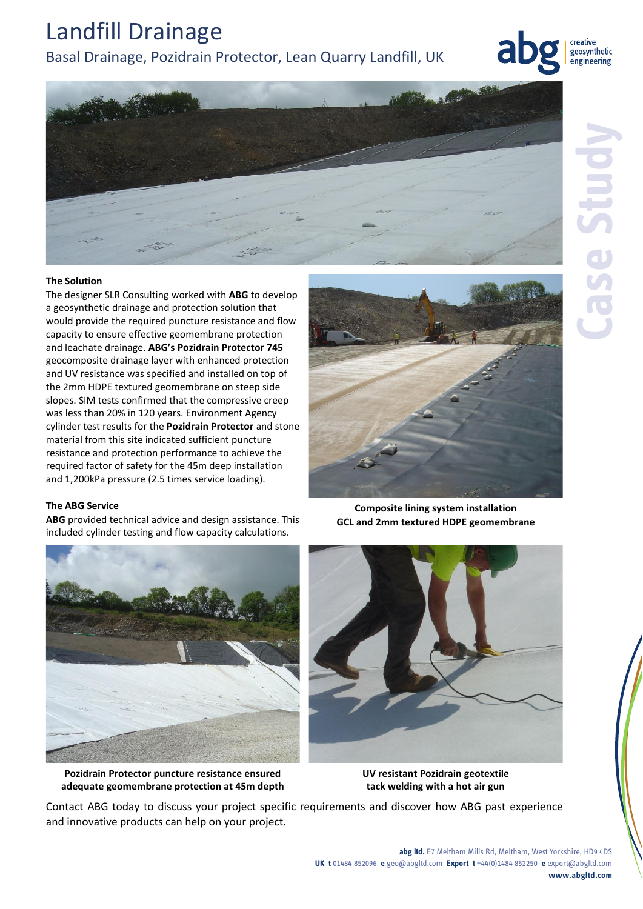# Landfill Drainage

## Basal Drainage, Pozidrain Protector, Lean Quarry Landfill, UK

### The Solution

The designer SLR Consulting worked with **ABG** to develop a geosynthetic drainage and protection solution that would provide the required puncture resistance and flow capacity to ensure effective geomembrane protection and leachate drainage. **ABG's Pozidrain Protector 745** geocomposite drainage layer with enhanced protection and UV resistance was specified and installed on top of the 2mm HDPE textured geomembrane on steep side slopes. SIM tests confirmed that the compressive creep was less than 20% in 120 years. Environment Agency cylinder test results for the **Pozidrain Protector** and stone material from this site indicated sufficient puncture resistance and protection performance to achieve the required factor of safety for the 45m deep installation and 1,200kPa pressure (2.5 times service loading).

**Composite lining system installation GCL and 2mm textured HDPE geomembrane**

### The ABG Service

**ABG** provided technical advice and design assistance. This included cylinder testing and flow capacity calculations.

**Pozidrain Protector puncture resistance ensured adequate geomembrane protection at 45m depth**

**UV resistant Pozidrain geotextile tack welding with a hot air gun**

Contact ABG today to discuss your project specific requirements and discover how ABG past experience and innovative products can help on your project.

**abg ltd.** E7 Meltham Mills Rd, Meltham, West Yorkshire, HD9 4DS
**UK t** 01484 852096 **e** geo@abgltd.com **Export t** +44(0)1484 852250 **e** export@abgltd.com
**www.abgltd.com**